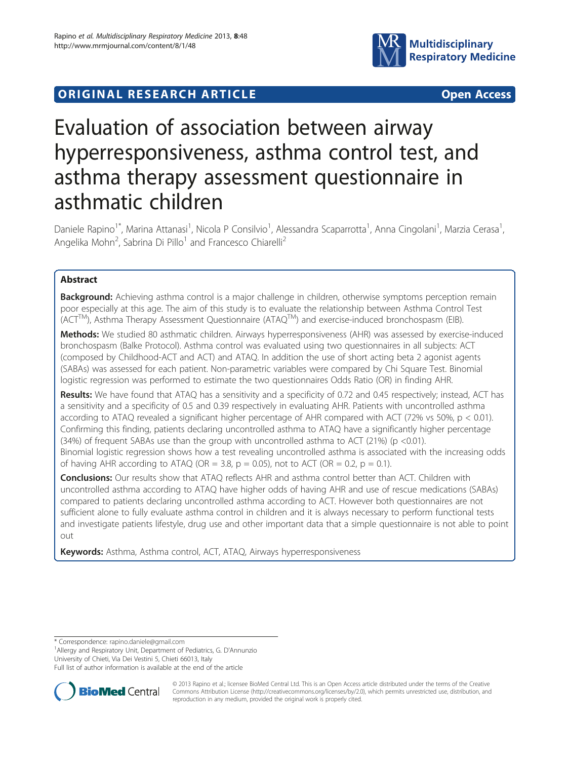ORIGINAL RESEARCH ARTICLE

Open Access

# Evaluation of association between airway hyperresponsiveness, asthma control test, and asthma therapy assessment questionnaire in asthmatic children

Daniele Rapino[1*], Marina Attanasi[1], Nicola P Consilvio[1], Alessandra Scaparrotta[1], Anna Cingolani[1], Marzia Cerasa[1], Angelika Mohn[2], Sabrina Di Pillo[1] and Francesco Chiarelli[2]

## Abstract

**Background:** Achieving asthma control is a major challenge in children, otherwise symptoms perception remain poor especially at this age. The aim of this study is to evaluate the relationship between Asthma Control Test (ACT[TM]), Asthma Therapy Assessment Questionnaire (ATAQ[TM]) and exercise-induced bronchospasm (EIB).

**Methods:** We studied 80 asthmatic children. Airways hyperresponsiveness (AHR) was assessed by exercise-induced bronchospasm (Balke Protocol). Asthma control was evaluated using two questionnaires in all subjects: ACT (composed by Childhood-ACT and ACT) and ATAQ. In addition the use of short acting beta 2 agonist agents (SABAs) was assessed for each patient. Non-parametric variables were compared by Chi Square Test. Binomial logistic regression was performed to estimate the two questionnaires Odds Ratio (OR) in finding AHR.

**Results:** We have found that ATAQ has a sensitivity and a specificity of 0.72 and 0.45 respectively; instead, ACT has a sensitivity and a specificity of 0.5 and 0.39 respectively in evaluating AHR. Patients with uncontrolled asthma according to ATAQ revealed a significant higher percentage of AHR compared with ACT (72% vs 50%, $p < 0.01$). Confirming this finding, patients declaring uncontrolled asthma to ATAQ have a significantly higher percentage (34%) of frequent SABAs use than the group with uncontrolled asthma to ACT (21%) ($p < 0.01$). Binomial logistic regression shows how a test revealing uncontrolled asthma is associated with the increasing odds of having AHR according to ATAQ (OR = 3.8, $p = 0.05$), not to ACT (OR = 0.2, $p = 0.1$).

**Conclusions:** Our results show that ATAQ reflects AHR and asthma control better than ACT. Children with uncontrolled asthma according to ATAQ have higher odds of having AHR and use of rescue medications (SABAs) compared to patients declaring uncontrolled asthma according to ACT. However both questionnaires are not sufficient alone to fully evaluate asthma control in children and it is always necessary to perform functional tests and investigate patients lifestyle, drug use and other important data that a simple questionnaire is not able to point out

**Keywords:** Asthma, Asthma control, ACT, ATAQ, Airways hyperresponsiveness

---

\* Correspondence: rapino.daniele@gmail.com
[1]Allergy and Respiratory Unit, Department of Pediatrics, G. D'Annunzio University of Chieti, Via Dei Vestini 5, Chieti 66013, Italy
Full list of author information is available at the end of the article

© 2013 Rapino et al.; licensee BioMed Central Ltd. This is an Open Access article distributed under the terms of the Creative Commons Attribution License (http://creativecommons.org/licenses/by/2.0), which permits unrestricted use, distribution, and reproduction in any medium, provided the original work is properly cited.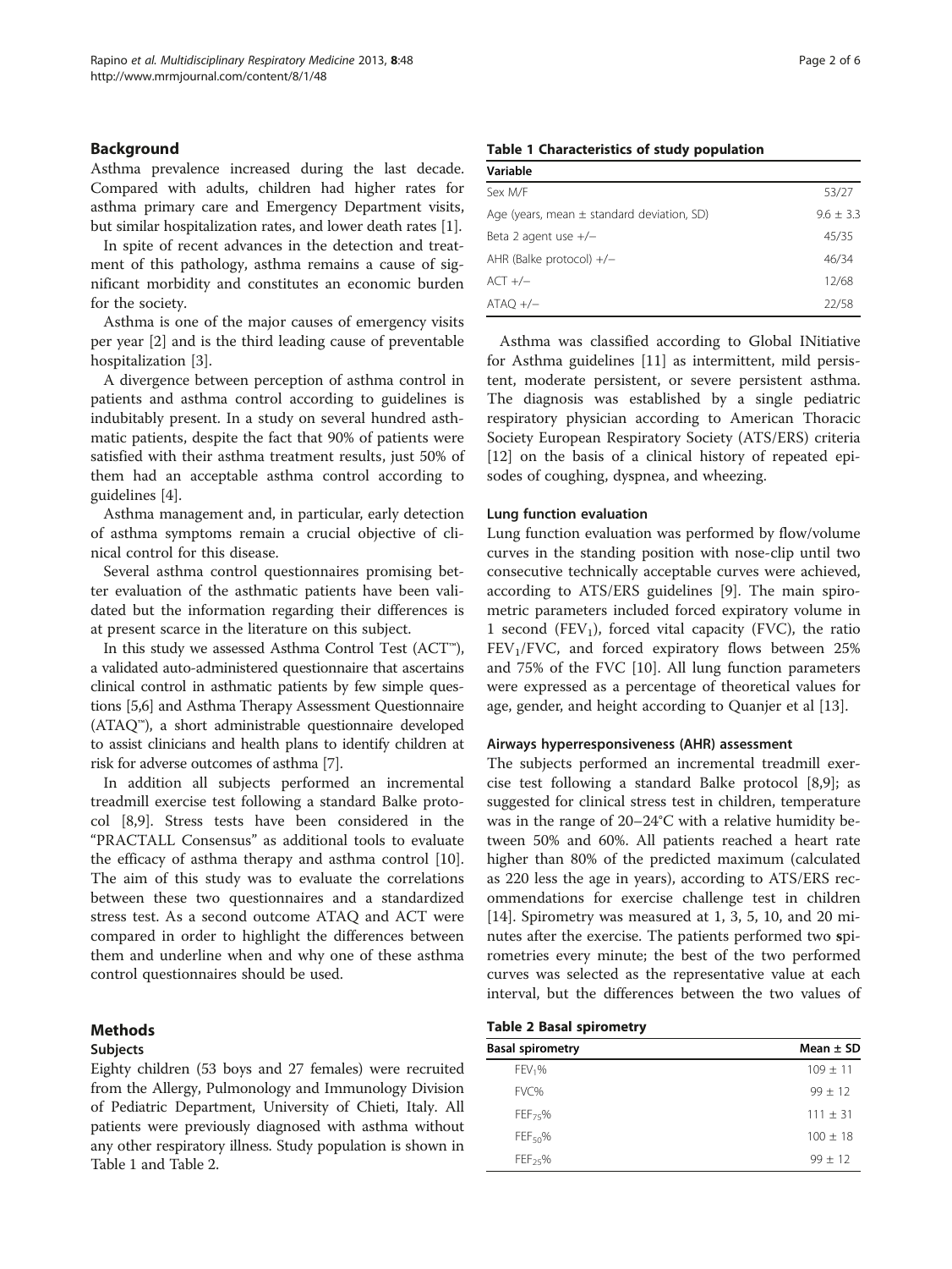## Background

Asthma prevalence increased during the last decade. Compared with adults, children had higher rates for asthma primary care and Emergency Department visits, but similar hospitalization rates, and lower death rates [1].

In spite of recent advances in the detection and treatment of this pathology, asthma remains a cause of significant morbidity and constitutes an economic burden for the society.

Asthma is one of the major causes of emergency visits per year [2] and is the third leading cause of preventable hospitalization [3].

A divergence between perception of asthma control in patients and asthma control according to guidelines is indubitably present. In a study on several hundred asthmatic patients, despite the fact that 90% of patients were satisfied with their asthma treatment results, just 50% of them had an acceptable asthma control according to guidelines [4].

Asthma management and, in particular, early detection of asthma symptoms remain a crucial objective of clinical control for this disease.

Several asthma control questionnaires promising better evaluation of the asthmatic patients have been validated but the information regarding their differences is at present scarce in the literature on this subject.

In this study we assessed Asthma Control Test (ACT™), a validated auto-administered questionnaire that ascertains clinical control in asthmatic patients by few simple questions [5,6] and Asthma Therapy Assessment Questionnaire (ATAQ™), a short administrable questionnaire developed to assist clinicians and health plans to identify children at risk for adverse outcomes of asthma [7].

In addition all subjects performed an incremental treadmill exercise test following a standard Balke protocol [8,9]. Stress tests have been considered in the "PRACTALL Consensus" as additional tools to evaluate the efficacy of asthma therapy and asthma control [10]. The aim of this study was to evaluate the correlations between these two questionnaires and a standardized stress test. As a second outcome ATAQ and ACT were compared in order to highlight the differences between them and underline when and why one of these asthma control questionnaires should be used.

## Methods

### Subjects

Eighty children (53 boys and 27 females) were recruited from the Allergy, Pulmonology and Immunology Division of Pediatric Department, University of Chieti, Italy. All patients were previously diagnosed with asthma without any other respiratory illness. Study population is shown in Table 1 and Table 2.

**Table 1 Characteristics of study population**

| Variable | |
|---|---|
| Sex M/F | 53/27 |
| Age (years, mean ± standard deviation, SD) | 9.6 ± 3.3 |
| Beta 2 agent use +/− | 45/35 |
| AHR (Balke protocol) +/− | 46/34 |
| ACT +/− | 12/68 |
| ATAQ +/− | 22/58 |

Asthma was classified according to Global INitiative for Asthma guidelines [11] as intermittent, mild persistent, moderate persistent, or severe persistent asthma. The diagnosis was established by a single pediatric respiratory physician according to American Thoracic Society European Respiratory Society (ATS/ERS) criteria [12] on the basis of a clinical history of repeated episodes of coughing, dyspnea, and wheezing.

### Lung function evaluation

Lung function evaluation was performed by flow/volume curves in the standing position with nose-clip until two consecutive technically acceptable curves were achieved, according to ATS/ERS guidelines [9]. The main spirometric parameters included forced expiratory volume in 1 second ($FEV_1$), forced vital capacity (FVC), the ratio $FEV_1$/FVC, and forced expiratory flows between 25% and 75% of the FVC [10]. All lung function parameters were expressed as a percentage of theoretical values for age, gender, and height according to Quanjer et al [13].

### Airways hyperresponsiveness (AHR) assessment

The subjects performed an incremental treadmill exercise test following a standard Balke protocol [8,9]; as suggested for clinical stress test in children, temperature was in the range of 20–24°C with a relative humidity between 50% and 60%. All patients reached a heart rate higher than 80% of the predicted maximum (calculated as 220 less the age in years), according to ATS/ERS recommendations for exercise challenge test in children [14]. Spirometry was measured at 1, 3, 5, 10, and 20 minutes after the exercise. The patients performed two spirometries every minute; the best of the two performed curves was selected as the representative value at each interval, but the differences between the two values of

**Table 2 Basal spirometry**

| Basal spirometry | Mean ± SD |
|---|---|
| $FEV_1$% | 109 ± 11 |
| FVC% | 99 ± 12 |
| $FEF_{75}$% | 111 ± 31 |
| $FEF_{50}$% | 100 ± 18 |
| $FEF_{25}$% | 99 ± 12 |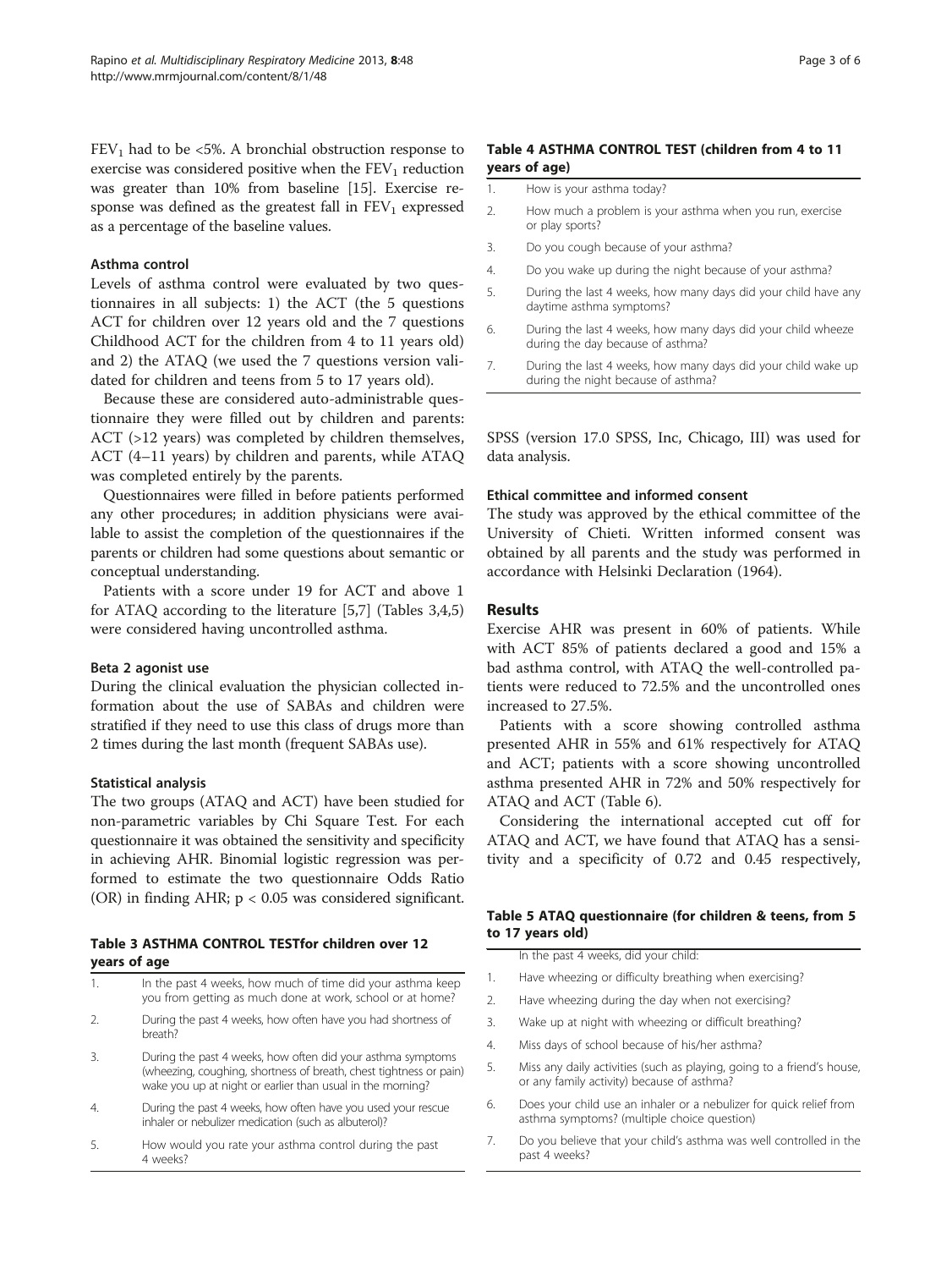$FEV_1$ had to be <5%. A bronchial obstruction response to exercise was considered positive when the $FEV_1$ reduction was greater than 10% from baseline [15]. Exercise response was defined as the greatest fall in $FEV_1$ expressed as a percentage of the baseline values.

### Asthma control

Levels of asthma control were evaluated by two questionnaires in all subjects: 1) the ACT (the 5 questions ACT for children over 12 years old and the 7 questions Childhood ACT for the children from 4 to 11 years old) and 2) the ATAQ (we used the 7 questions version validated for children and teens from 5 to 17 years old).

Because these are considered auto-administrable questionnaire they were filled out by children and parents: ACT (>12 years) was completed by children themselves, ACT (4–11 years) by children and parents, while ATAQ was completed entirely by the parents.

Questionnaires were filled in before patients performed any other procedures; in addition physicians were available to assist the completion of the questionnaires if the parents or children had some questions about semantic or conceptual understanding.

Patients with a score under 19 for ACT and above 1 for ATAQ according to the literature [5,7] (Tables 3,4,5) were considered having uncontrolled asthma.

### Beta 2 agonist use

During the clinical evaluation the physician collected information about the use of SABAs and children were stratified if they need to use this class of drugs more than 2 times during the last month (frequent SABAs use).

### Statistical analysis

The two groups (ATAQ and ACT) have been studied for non-parametric variables by Chi Square Test. For each questionnaire it was obtained the sensitivity and specificity in achieving AHR. Binomial logistic regression was performed to estimate the two questionnaire Odds Ratio (OR) in finding AHR; $p < 0.05$ was considered significant.

**Table 3 ASTHMA CONTROL TESTfor children over 12 years of age**

| | |
|---|---|
| 1. | In the past 4 weeks, how much of time did your asthma keep you from getting as much done at work, school or at home? |
| 2. | During the past 4 weeks, how often have you had shortness of breath? |
| 3. | During the past 4 weeks, how often did your asthma symptoms (wheezing, coughing, shortness of breath, chest tightness or pain) wake you up at night or earlier than usual in the morning? |
| 4. | During the past 4 weeks, how often have you used your rescue inhaler or nebulizer medication (such as albuterol)? |
| 5. | How would you rate your asthma control during the past 4 weeks? |

**Table 4 ASTHMA CONTROL TEST (children from 4 to 11 years of age)**

| | |
|---|---|
| 1. | How is your asthma today? |
| 2. | How much a problem is your asthma when you run, exercise or play sports? |
| 3. | Do you cough because of your asthma? |
| 4. | Do you wake up during the night because of your asthma? |
| 5. | During the last 4 weeks, how many days did your child have any daytime asthma symptoms? |
| 6. | During the last 4 weeks, how many days did your child wheeze during the day because of asthma? |
| 7. | During the last 4 weeks, how many days did your child wake up during the night because of asthma? |

SPSS (version 17.0 SPSS, Inc, Chicago, Ill) was used for data analysis.

### Ethical committee and informed consent

The study was approved by the ethical committee of the University of Chieti. Written informed consent was obtained by all parents and the study was performed in accordance with Helsinki Declaration (1964).

## Results

Exercise AHR was present in 60% of patients. While with ACT 85% of patients declared a good and 15% a bad asthma control, with ATAQ the well-controlled patients were reduced to 72.5% and the uncontrolled ones increased to 27.5%.

Patients with a score showing controlled asthma presented AHR in 55% and 61% respectively for ATAQ and ACT; patients with a score showing uncontrolled asthma presented AHR in 72% and 50% respectively for ATAQ and ACT (Table 6).

Considering the international accepted cut off for ATAQ and ACT, we have found that ATAQ has a sensitivity and a specificity of 0.72 and 0.45 respectively,

**Table 5 ATAQ questionnaire (for children & teens, from 5 to 17 years old)**

| | In the past 4 weeks, did your child: |
|---|---|
| 1. | Have wheezing or difficulty breathing when exercising? |
| 2. | Have wheezing during the day when not exercising? |
| 3. | Wake up at night with wheezing or difficult breathing? |
| 4. | Miss days of school because of his/her asthma? |
| 5. | Miss any daily activities (such as playing, going to a friend's house, or any family activity) because of asthma? |
| 6. | Does your child use an inhaler or a nebulizer for quick relief from asthma symptoms? (multiple choice question) |
| 7. | Do you believe that your child's asthma was well controlled in the past 4 weeks? |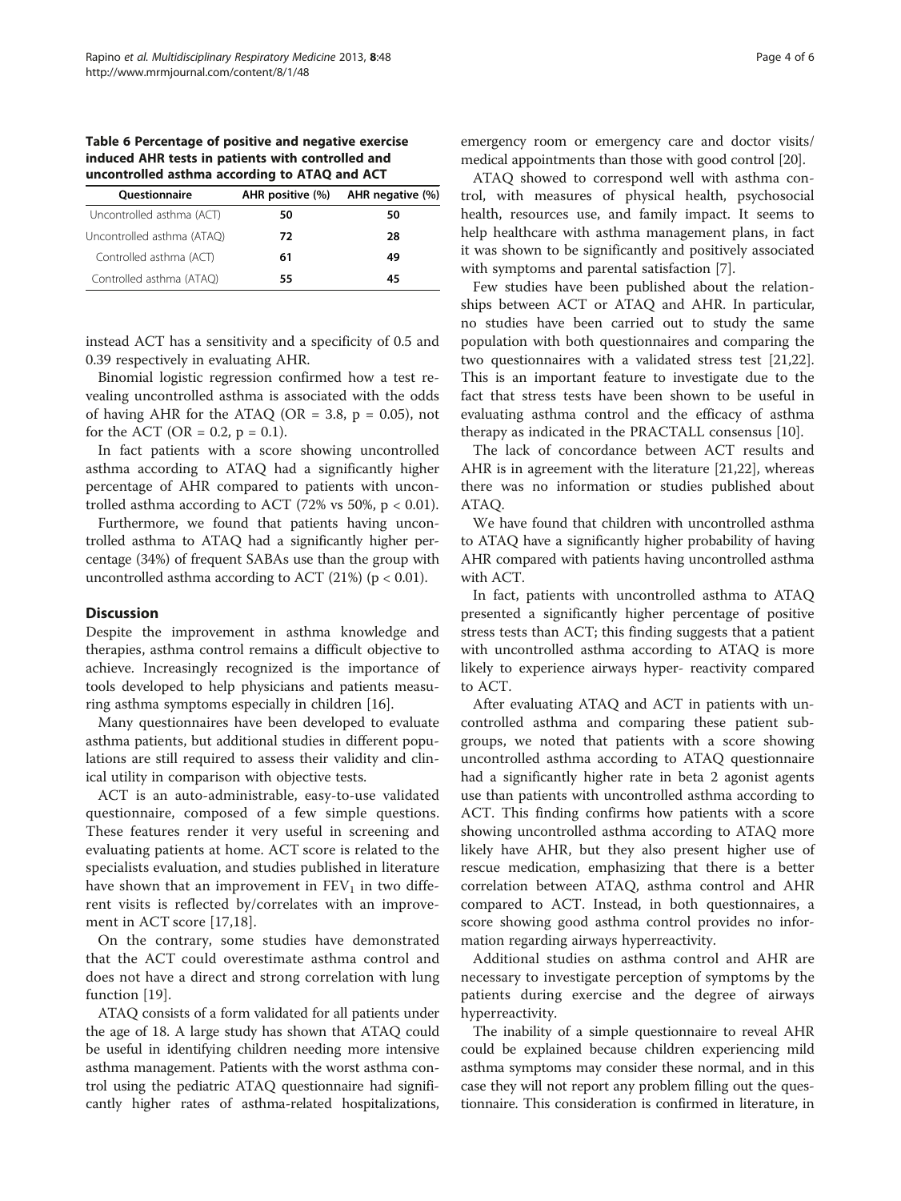**Table 6 Percentage of positive and negative exercise induced AHR tests in patients with controlled and uncontrolled asthma according to ATAQ and ACT**

| Questionnaire | AHR positive (%) | AHR negative (%) |
| --- | --- | --- |
| Uncontrolled asthma (ACT) | **50** | **50** |
| Uncontrolled asthma (ATAQ) | **72** | **28** |
| Controlled asthma (ACT) | **61** | **49** |
| Controlled asthma (ATAQ) | **55** | **45** |

instead ACT has a sensitivity and a specificity of 0.5 and 0.39 respectively in evaluating AHR.

Binomial logistic regression confirmed how a test revealing uncontrolled asthma is associated with the odds of having AHR for the ATAQ (OR = 3.8, $p = 0.05$), not for the ACT (OR = 0.2, $p = 0.1$).

In fact patients with a score showing uncontrolled asthma according to ATAQ had a significantly higher percentage of AHR compared to patients with uncontrolled asthma according to ACT (72% vs 50%, $p < 0.01$).

Furthermore, we found that patients having uncontrolled asthma to ATAQ had a significantly higher percentage (34%) of frequent SABAs use than the group with uncontrolled asthma according to ACT (21%) ($p < 0.01$).

## Discussion

Despite the improvement in asthma knowledge and therapies, asthma control remains a difficult objective to achieve. Increasingly recognized is the importance of tools developed to help physicians and patients measuring asthma symptoms especially in children [16].

Many questionnaires have been developed to evaluate asthma patients, but additional studies in different populations are still required to assess their validity and clinical utility in comparison with objective tests.

ACT is an auto-administrable, easy-to-use validated questionnaire, composed of a few simple questions. These features render it very useful in screening and evaluating patients at home. ACT score is related to the specialists evaluation, and studies published in literature have shown that an improvement in $FEV_1$ in two different visits is reflected by/correlates with an improvement in ACT score [17,18].

On the contrary, some studies have demonstrated that the ACT could overestimate asthma control and does not have a direct and strong correlation with lung function [19].

ATAQ consists of a form validated for all patients under the age of 18. A large study has shown that ATAQ could be useful in identifying children needing more intensive asthma management. Patients with the worst asthma control using the pediatric ATAQ questionnaire had significantly higher rates of asthma-related hospitalizations, emergency room or emergency care and doctor visits/medical appointments than those with good control [20].

ATAQ showed to correspond well with asthma control, with measures of physical health, psychosocial health, resources use, and family impact. It seems to help healthcare with asthma management plans, in fact it was shown to be significantly and positively associated with symptoms and parental satisfaction [7].

Few studies have been published about the relationships between ACT or ATAQ and AHR. In particular, no studies have been carried out to study the same population with both questionnaires and comparing the two questionnaires with a validated stress test [21,22]. This is an important feature to investigate due to the fact that stress tests have been shown to be useful in evaluating asthma control and the efficacy of asthma therapy as indicated in the PRACTALL consensus [10].

The lack of concordance between ACT results and AHR is in agreement with the literature [21,22], whereas there was no information or studies published about ATAQ.

We have found that children with uncontrolled asthma to ATAQ have a significantly higher probability of having AHR compared with patients having uncontrolled asthma with ACT.

In fact, patients with uncontrolled asthma to ATAQ presented a significantly higher percentage of positive stress tests than ACT; this finding suggests that a patient with uncontrolled asthma according to ATAQ is more likely to experience airways hyper- reactivity compared to ACT.

After evaluating ATAQ and ACT in patients with uncontrolled asthma and comparing these patient subgroups, we noted that patients with a score showing uncontrolled asthma according to ATAQ questionnaire had a significantly higher rate in beta 2 agonist agents use than patients with uncontrolled asthma according to ACT. This finding confirms how patients with a score showing uncontrolled asthma according to ATAQ more likely have AHR, but they also present higher use of rescue medication, emphasizing that there is a better correlation between ATAQ, asthma control and AHR compared to ACT. Instead, in both questionnaires, a score showing good asthma control provides no information regarding airways hyperreactivity.

Additional studies on asthma control and AHR are necessary to investigate perception of symptoms by the patients during exercise and the degree of airways hyperreactivity.

The inability of a simple questionnaire to reveal AHR could be explained because children experiencing mild asthma symptoms may consider these normal, and in this case they will not report any problem filling out the questionnaire. This consideration is confirmed in literature, in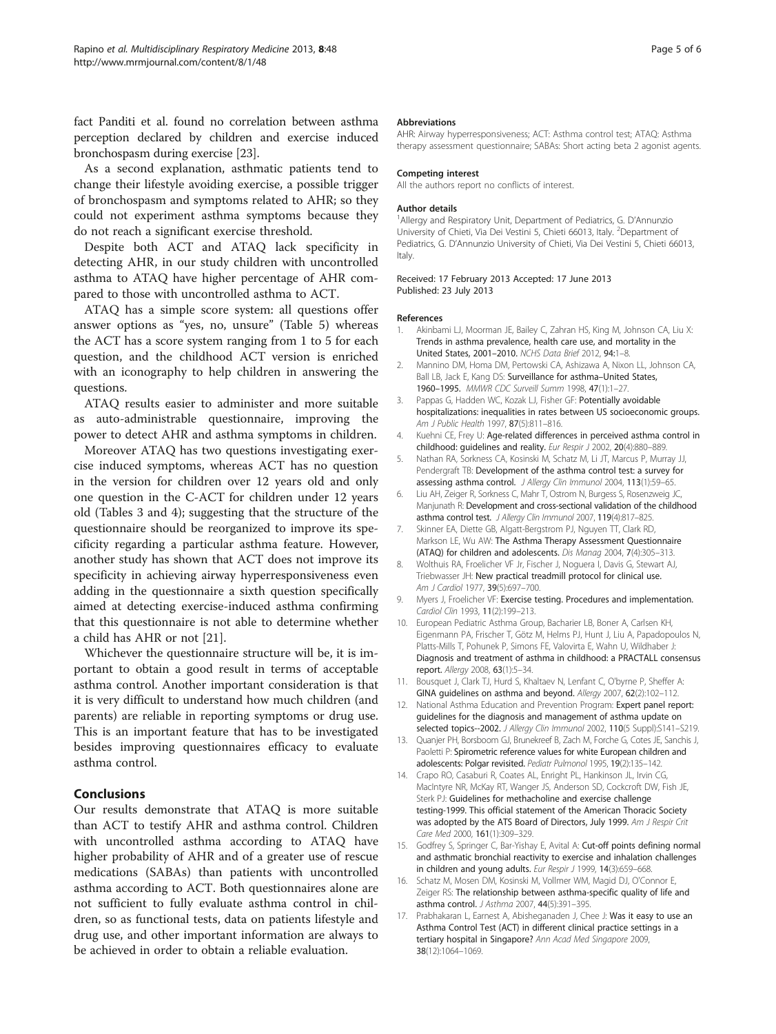fact Panditi et al. found no correlation between asthma perception declared by children and exercise induced bronchospasm during exercise [23].

As a second explanation, asthmatic patients tend to change their lifestyle avoiding exercise, a possible trigger of bronchospasm and symptoms related to AHR; so they could not experiment asthma symptoms because they do not reach a significant exercise threshold.

Despite both ACT and ATAQ lack specificity in detecting AHR, in our study children with uncontrolled asthma to ATAQ have higher percentage of AHR compared to those with uncontrolled asthma to ACT.

ATAQ has a simple score system: all questions offer answer options as "yes, no, unsure" (Table 5) whereas the ACT has a score system ranging from 1 to 5 for each question, and the childhood ACT version is enriched with an iconography to help children in answering the questions.

ATAQ results easier to administer and more suitable as auto-administrable questionnaire, improving the power to detect AHR and asthma symptoms in children.

Moreover ATAQ has two questions investigating exercise induced symptoms, whereas ACT has no question in the version for children over 12 years old and only one question in the C-ACT for children under 12 years old (Tables 3 and 4); suggesting that the structure of the questionnaire should be reorganized to improve its specificity regarding a particular asthma feature. However, another study has shown that ACT does not improve its specificity in achieving airway hyperresponsiveness even adding in the questionnaire a sixth question specifically aimed at detecting exercise-induced asthma confirming that this questionnaire is not able to determine whether a child has AHR or not [21].

Whichever the questionnaire structure will be, it is important to obtain a good result in terms of acceptable asthma control. Another important consideration is that it is very difficult to understand how much children (and parents) are reliable in reporting symptoms or drug use. This is an important feature that has to be investigated besides improving questionnaires efficacy to evaluate asthma control.

## Conclusions

Our results demonstrate that ATAQ is more suitable than ACT to testify AHR and asthma control. Children with uncontrolled asthma according to ATAQ have higher probability of AHR and of a greater use of rescue medications (SABAs) than patients with uncontrolled asthma according to ACT. Both questionnaires alone are not sufficient to fully evaluate asthma control in children, so as functional tests, data on patients lifestyle and drug use, and other important information are always to be achieved in order to obtain a reliable evaluation.

#### Abbreviations

AHR: Airway hyperresponsiveness; ACT: Asthma control test; ATAQ: Asthma therapy assessment questionnaire; SABAs: Short acting beta 2 agonist agents.

#### Competing interest

All the authors report no conflicts of interest.

#### Author details

[1]Allergy and Respiratory Unit, Department of Pediatrics, G. D'Annunzio University of Chieti, Via Dei Vestini 5, Chieti 66013, Italy. [2]Department of Pediatrics, G. D'Annunzio University of Chieti, Via Dei Vestini 5, Chieti 66013, Italy.

Received: 17 February 2013 Accepted: 17 June 2013
Published: 23 July 2013

#### References

1. Akinbami LJ, Moorman JE, Bailey C, Zahran HS, King M, Johnson CA, Liu X: **Trends in asthma prevalence, health care use, and mortality in the United States, 2001–2010.** *NCHS Data Brief* 2012, **94:**1–8.
2. Mannino DM, Homa DM, Pertowski CA, Ashizawa A, Nixon LL, Johnson CA, Ball LB, Jack E, Kang DS: **Surveillance for asthma–United States, 1960–1995.** *MMWR CDC Surveill Summ* 1998, **47**(1):1–27.
3. Pappas G, Hadden WC, Kozak LJ, Fisher GF: **Potentially avoidable hospitalizations: inequalities in rates between US socioeconomic groups.** *Am J Public Health* 1997, **87**(5):811–816.
4. Kuehni CE, Frey U: **Age-related differences in perceived asthma control in childhood: guidelines and reality.** *Eur Respir J* 2002, **20**(4):880–889.
5. Nathan RA, Sorkness CA, Kosinski M, Schatz M, Li JT, Marcus P, Murray JJ, Pendergraft TB: **Development of the asthma control test: a survey for assessing asthma control.** *J Allergy Clin Immunol* 2004, **113**(1):59–65.
6. Liu AH, Zeiger R, Sorkness C, Mahr T, Ostrom N, Burgess S, Rosenzweig JC, Manjunath R: **Development and cross-sectional validation of the childhood asthma control test.** *J Allergy Clin Immunol* 2007, **119**(4):817–825.
7. Skinner EA, Diette GB, Algatt-Bergstrom PJ, Nguyen TT, Clark RD, Markson LE, Wu AW: **The Asthma Therapy Assessment Questionnaire (ATAQ) for children and adolescents.** *Dis Manag* 2004, **7**(4):305–313.
8. Wolthuis RA, Froelicher VF Jr, Fischer J, Noguera I, Davis G, Stewart AJ, Triebwasser JH: **New practical treadmill protocol for clinical use.** *Am J Cardiol* 1977, **39**(5):697–700.
9. Myers J, Froelicher VF: **Exercise testing. Procedures and implementation.** *Cardiol Clin* 1993, **11**(2):199–213.
10. European Pediatric Asthma Group, Bacharier LB, Boner A, Carlsen KH, Eigenmann PA, Frischer T, Götz M, Helms PJ, Hunt J, Liu A, Papadopoulos N, Platts-Mills T, Pohunek P, Simons FE, Valovirta E, Wahn U, Wildhaber J: **Diagnosis and treatment of asthma in childhood: a PRACTALL consensus report.** *Allergy* 2008, **63**(1):5–34.
11. Bousquet J, Clark TJ, Hurd S, Khaltaev N, Lenfant C, O'byrne P, Sheffer A: **GINA guidelines on asthma and beyond.** *Allergy* 2007, **62**(2):102–112.
12. National Asthma Education and Prevention Program: **Expert panel report: guidelines for the diagnosis and management of asthma update on selected topics--2002.** *J Allergy Clin Immunol* 2002, **110**(5 Suppl):S141–S219.
13. Quanjer PH, Borsboom GJ, Brunekreef B, Zach M, Forche G, Cotes JE, Sanchis J, Paoletti P: **Spirometric reference values for white European children and adolescents: Polgar revisited.** *Pediatr Pulmonol* 1995, **19**(2):135–142.
14. Crapo RO, Casaburi R, Coates AL, Enright PL, Hankinson JL, Irvin CG, MacIntyre NR, McKay RT, Wanger JS, Anderson SD, Cockcroft DW, Fish JE, Sterk PJ: **Guidelines for methacholine and exercise challenge testing-1999. This official statement of the American Thoracic Society was adopted by the ATS Board of Directors, July 1999.** *Am J Respir Crit Care Med* 2000, **161**(1):309–329.
15. Godfrey S, Springer C, Bar-Yishay E, Avital A: **Cut-off points defining normal and asthmatic bronchial reactivity to exercise and inhalation challenges in children and young adults.** *Eur Respir J* 1999, **14**(3):659–668.
16. Schatz M, Mosen DM, Kosinski M, Vollmer WM, Magid DJ, O'Connor E, Zeiger RS: **The relationship between asthma-specific quality of life and asthma control.** *J Asthma* 2007, **44**(5):391–395.
17. Prabhakaran L, Earnest A, Abisheganaden J, Chee J: **Was it easy to use an Asthma Control Test (ACT) in different clinical practice settings in a tertiary hospital in Singapore?** *Ann Acad Med Singapore* 2009, **38**(12):1064–1069.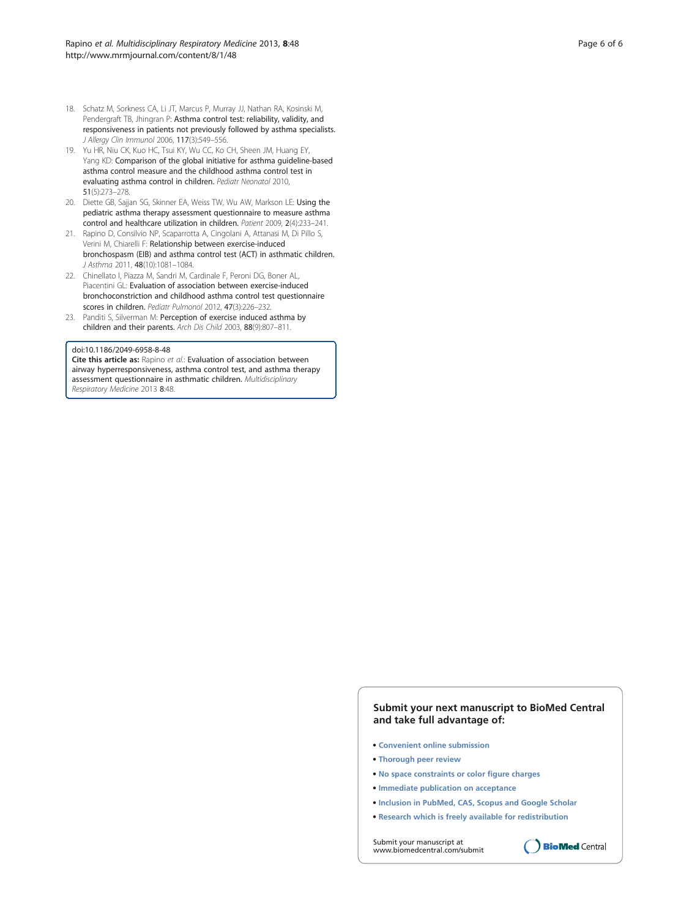18. Schatz M, Sorkness CA, Li JT, Marcus P, Murray JJ, Nathan RA, Kosinski M, Pendergraft TB, Jhingran P: Asthma control test: reliability, validity, and responsiveness in patients not previously followed by asthma specialists. *J Allergy Clin Immunol* 2006, **117**(3):549–556.
19. Yu HR, Niu CK, Kuo HC, Tsui KY, Wu CC, Ko CH, Sheen JM, Huang EY, Yang KD: Comparison of the global initiative for asthma guideline-based asthma control measure and the childhood asthma control test in evaluating asthma control in children. *Pediatr Neonatol* 2010, **51**(5):273–278.
20. Diette GB, Sajjan SG, Skinner EA, Weiss TW, Wu AW, Markson LE: Using the pediatric asthma therapy assessment questionnaire to measure asthma control and healthcare utilization in children. *Patient* 2009, **2**(4):233–241.
21. Rapino D, Consilvio NP, Scaparrotta A, Cingolani A, Attanasi M, Di Pillo S, Verini M, Chiarelli F: Relationship between exercise-induced bronchospasm (EIB) and asthma control test (ACT) in asthmatic children. *J Asthma* 2011, **48**(10):1081–1084.
22. Chinellato I, Piazza M, Sandri M, Cardinale F, Peroni DG, Boner AL, Piacentini GL: Evaluation of association between exercise-induced bronchoconstriction and childhood asthma control test questionnaire scores in children. *Pediatr Pulmonol* 2012, **47**(3):226–232.
23. Panditi S, Silverman M: Perception of exercise induced asthma by children and their parents. *Arch Dis Child* 2003, **88**(9):807–811.

doi:10.1186/2049-6958-8-48
**Cite this article as:** Rapino *et al.*: Evaluation of association between airway hyperresponsiveness, asthma control test, and asthma therapy assessment questionnaire in asthmatic children. *Multidisciplinary Respiratory Medicine* 2013 **8**:48.

**Submit your next manuscript to BioMed Central and take full advantage of:**

- **Convenient online submission**
- **Thorough peer review**
- **No space constraints or color figure charges**
- **Immediate publication on acceptance**
- **Inclusion in PubMed, CAS, Scopus and Google Scholar**
- **Research which is freely available for redistribution**

Submit your manuscript at
www.biomedcentral.com/submit

BioMed Central